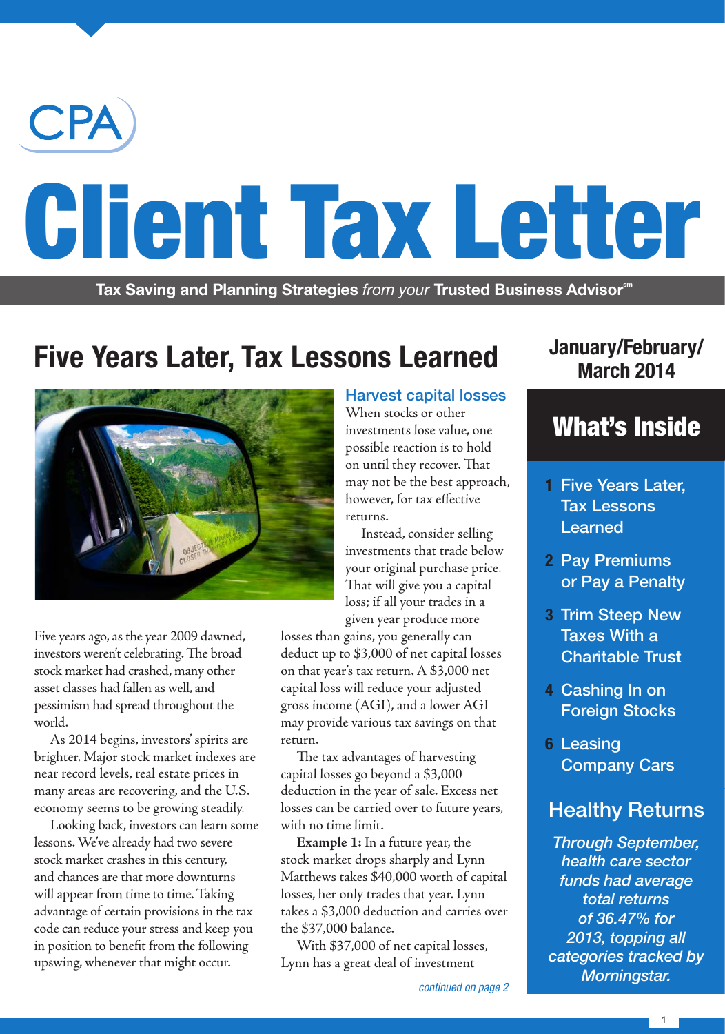# CPA Client Tax Letter

**Tax Saving and Planning Strategies** *from your* **Trusted Business Advisor**℠

**January/February/March 2014**

## Five Years Later, Tax Lessons Learned

Five years ago, as the year 2009 dawned, investors weren't celebrating. The broad stock market had crashed, many other asset classes had fallen as well, and pessimism had spread throughout the world.

As 2014 begins, investors' spirits are brighter. Major stock market indexes are near record levels, real estate prices in many areas are recovering, and the U.S. economy seems to be growing steadily.

Looking back, investors can learn some lessons. We've already had two severe stock market crashes in this century, and chances are that more downturns will appear from time to time. Taking advantage of certain provisions in the tax code can reduce your stress and keep you in position to benefit from the following upswing, whenever that might occur.

### Harvest capital losses

When stocks or other investments lose value, one possible reaction is to hold on until they recover. That may not be the best approach, however, for tax effective returns.

Instead, consider selling investments that trade below your original purchase price. That will give you a capital loss; if all your trades in a given year produce more losses than gains, you generally can deduct up to $3,000 of net capital losses on that year's tax return. A $3,000 net capital loss will reduce your adjusted gross income (AGI), and a lower AGI may provide various tax savings on that return.

The tax advantages of harvesting capital losses go beyond a $3,000 deduction in the year of sale. Excess net losses can be carried over to future years, with no time limit.

**Example 1:** In a future year, the stock market drops sharply and Lynn Matthews takes $40,000 worth of capital losses, her only trades that year. Lynn takes a $3,000 deduction and carries over the $37,000 balance.

With $37,000 of net capital losses, Lynn has a great deal of investment

*continued on page 2*

## What's Inside

1. Five Years Later, Tax Lessons Learned
2. Pay Premiums or Pay a Penalty
3. Trim Steep New Taxes With a Charitable Trust
4. Cashing In on Foreign Stocks
6. Leasing Company Cars

## Healthy Returns

*Through September, health care sector funds had average total returns of 36.47% for 2013, topping all categories tracked by Morningstar.*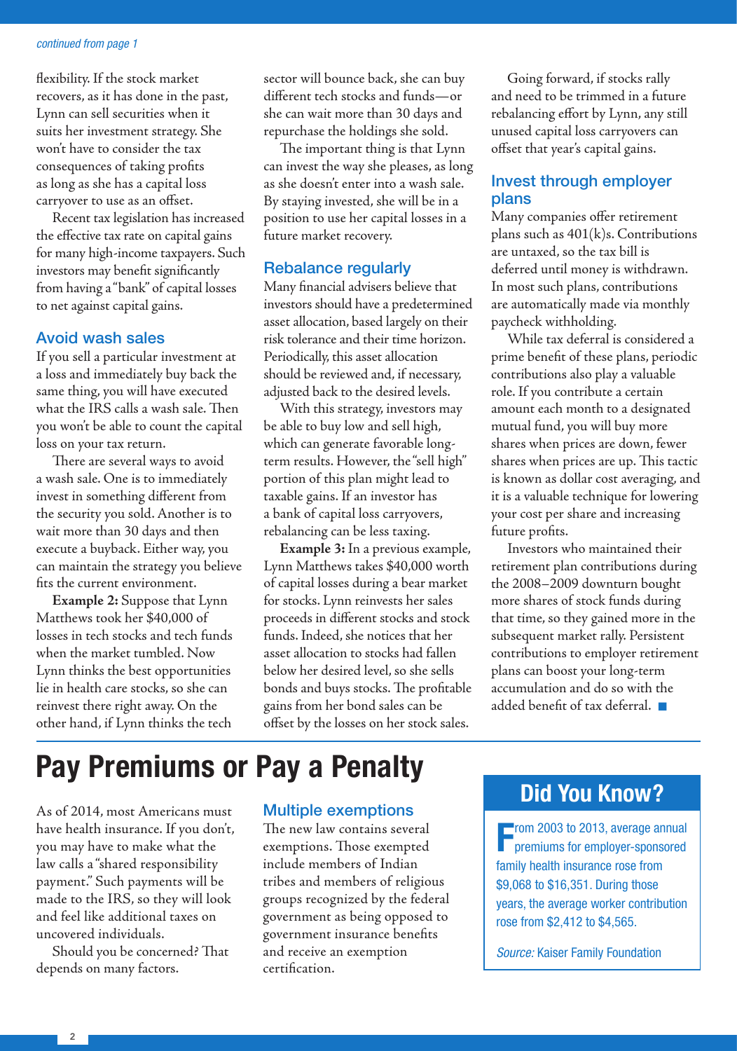*continued from page 1*

flexibility. If the stock market recovers, as it has done in the past, Lynn can sell securities when it suits her investment strategy. She won't have to consider the tax consequences of taking profits as long as she has a capital loss carryover to use as an offset.

Recent tax legislation has increased the effective tax rate on capital gains for many high-income taxpayers. Such investors may benefit significantly from having a "bank" of capital losses to net against capital gains.

### Avoid wash sales

If you sell a particular investment at a loss and immediately buy back the same thing, you will have executed what the IRS calls a wash sale. Then you won't be able to count the capital loss on your tax return.

There are several ways to avoid a wash sale. One is to immediately invest in something different from the security you sold. Another is to wait more than 30 days and then execute a buyback. Either way, you can maintain the strategy you believe fits the current environment.

**Example 2:** Suppose that Lynn Matthews took her $40,000 of losses in tech stocks and tech funds when the market tumbled. Now Lynn thinks the best opportunities lie in health care stocks, so she can reinvest there right away. On the other hand, if Lynn thinks the tech sector will bounce back, she can buy different tech stocks and funds—or she can wait more than 30 days and repurchase the holdings she sold.

The important thing is that Lynn can invest the way she pleases, as long as she doesn't enter into a wash sale. By staying invested, she will be in a position to use her capital losses in a future market recovery.

### Rebalance regularly

Many financial advisers believe that investors should have a predetermined asset allocation, based largely on their risk tolerance and their time horizon. Periodically, this asset allocation should be reviewed and, if necessary, adjusted back to the desired levels.

With this strategy, investors may be able to buy low and sell high, which can generate favorable long-term results. However, the "sell high" portion of this plan might lead to taxable gains. If an investor has a bank of capital loss carryovers, rebalancing can be less taxing.

**Example 3:** In a previous example, Lynn Matthews takes $40,000 worth of capital losses during a bear market for stocks. Lynn reinvests her sales proceeds in different stocks and stock funds. Indeed, she notices that her asset allocation to stocks had fallen below her desired level, so she sells bonds and buys stocks. The profitable gains from her bond sales can be offset by the losses on her stock sales.

Going forward, if stocks rally and need to be trimmed in a future rebalancing effort by Lynn, any still unused capital loss carryovers can offset that year's capital gains.

### Invest through employer plans

Many companies offer retirement plans such as 401(k)s. Contributions are untaxed, so the tax bill is deferred until money is withdrawn. In most such plans, contributions are automatically made via monthly paycheck withholding.

While tax deferral is considered a prime benefit of these plans, periodic contributions also play a valuable role. If you contribute a certain amount each month to a designated mutual fund, you will buy more shares when prices are down, fewer shares when prices are up. This tactic is known as dollar cost averaging, and it is a valuable technique for lowering your cost per share and increasing future profits.

Investors who maintained their retirement plan contributions during the 2008–2009 downturn bought more shares of stock funds during that time, so they gained more in the subsequent market rally. Persistent contributions to employer retirement plans can boost your long-term accumulation and do so with the added benefit of tax deferral. ■

# Pay Premiums or Pay a Penalty

As of 2014, most Americans must have health insurance. If you don't, you may have to make what the law calls a "shared responsibility payment." Such payments will be made to the IRS, so they will look and feel like additional taxes on uncovered individuals.

Should you be concerned? That depends on many factors.

### Multiple exemptions

The new law contains several exemptions. Those exempted include members of Indian tribes and members of religious groups recognized by the federal government as being opposed to government insurance benefits and receive an exemption certification.

## Did You Know?

From 2003 to 2013, average annual premiums for employer-sponsored family health insurance rose from $9,068 to $16,351. During those years, the average worker contribution rose from $2,412 to $4,565.

*Source:* Kaiser Family Foundation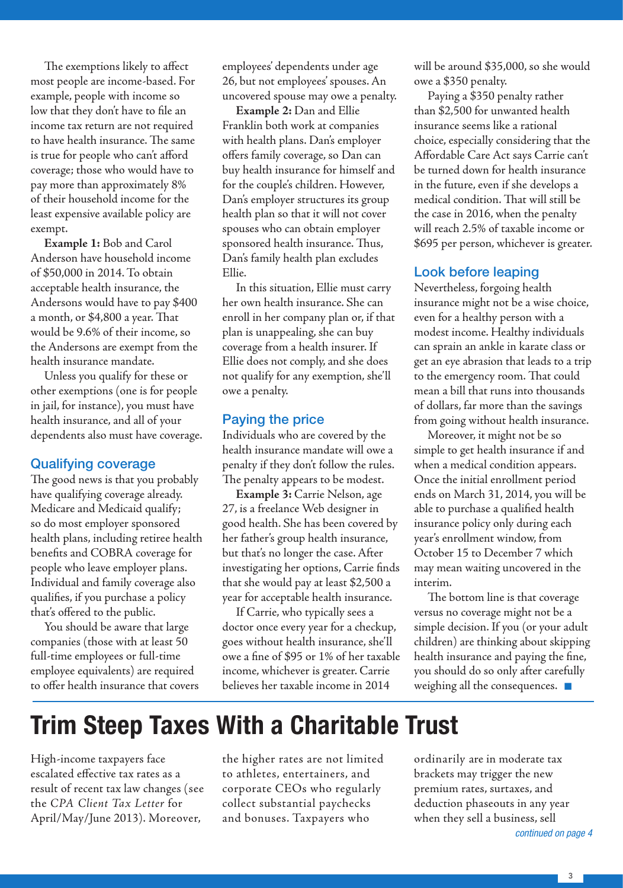The exemptions likely to affect most people are income-based. For example, people with income so low that they don't have to file an income tax return are not required to have health insurance. The same is true for people who can't afford coverage; those who would have to pay more than approximately 8% of their household income for the least expensive available policy are exempt.

**Example 1:** Bob and Carol Anderson have household income of $50,000 in 2014. To obtain acceptable health insurance, the Andersons would have to pay $400 a month, or $4,800 a year. That would be 9.6% of their income, so the Andersons are exempt from the health insurance mandate.

Unless you qualify for these or other exemptions (one is for people in jail, for instance), you must have health insurance, and all of your dependents also must have coverage.

### Qualifying coverage

The good news is that you probably have qualifying coverage already. Medicare and Medicaid qualify; so do most employer sponsored health plans, including retiree health benefits and COBRA coverage for people who leave employer plans. Individual and family coverage also qualifies, if you purchase a policy that's offered to the public.

You should be aware that large companies (those with at least 50 full-time employees or full-time employee equivalents) are required to offer health insurance that covers employees' dependents under age 26, but not employees' spouses. An uncovered spouse may owe a penalty.

**Example 2:** Dan and Ellie Franklin both work at companies with health plans. Dan's employer offers family coverage, so Dan can buy health insurance for himself and for the couple's children. However, Dan's employer structures its group health plan so that it will not cover spouses who can obtain employer sponsored health insurance. Thus, Dan's family health plan excludes Ellie.

In this situation, Ellie must carry her own health insurance. She can enroll in her company plan or, if that plan is unappealing, she can buy coverage from a health insurer. If Ellie does not comply, and she does not qualify for any exemption, she'll owe a penalty.

### Paying the price

Individuals who are covered by the health insurance mandate will owe a penalty if they don't follow the rules. The penalty appears to be modest.

**Example 3:** Carrie Nelson, age 27, is a freelance Web designer in good health. She has been covered by her father's group health insurance, but that's no longer the case. After investigating her options, Carrie finds that she would pay at least $2,500 a year for acceptable health insurance.

If Carrie, who typically sees a doctor once every year for a checkup, goes without health insurance, she'll owe a fine of $95 or 1% of her taxable income, whichever is greater. Carrie believes her taxable income in 2014 will be around $35,000, so she would owe a $350 penalty.

Paying a $350 penalty rather than $2,500 for unwanted health insurance seems like a rational choice, especially considering that the Affordable Care Act says Carrie can't be turned down for health insurance in the future, even if she develops a medical condition. That will still be the case in 2016, when the penalty will reach 2.5% of taxable income or $695 per person, whichever is greater.

### Look before leaping

Nevertheless, forgoing health insurance might not be a wise choice, even for a healthy person with a modest income. Healthy individuals can sprain an ankle in karate class or get an eye abrasion that leads to a trip to the emergency room. That could mean a bill that runs into thousands of dollars, far more than the savings from going without health insurance.

Moreover, it might not be so simple to get health insurance if and when a medical condition appears. Once the initial enrollment period ends on March 31, 2014, you will be able to purchase a qualified health insurance policy only during each year's enrollment window, from October 15 to December 7 which may mean waiting uncovered in the interim.

The bottom line is that coverage versus no coverage might not be a simple decision. If you (or your adult children) are thinking about skipping health insurance and paying the fine, you should do so only after carefully weighing all the consequences. ■

# Trim Steep Taxes With a Charitable Trust

High-income taxpayers face escalated effective tax rates as a result of recent tax law changes (see the *CPA Client Tax Letter* for April/May/June 2013). Moreover, the higher rates are not limited to athletes, entertainers, and corporate CEOs who regularly collect substantial paychecks and bonuses. Taxpayers who ordinarily are in moderate tax brackets may trigger the new premium rates, surtaxes, and deduction phaseouts in any year when they sell a business, sell

*continued on page 4*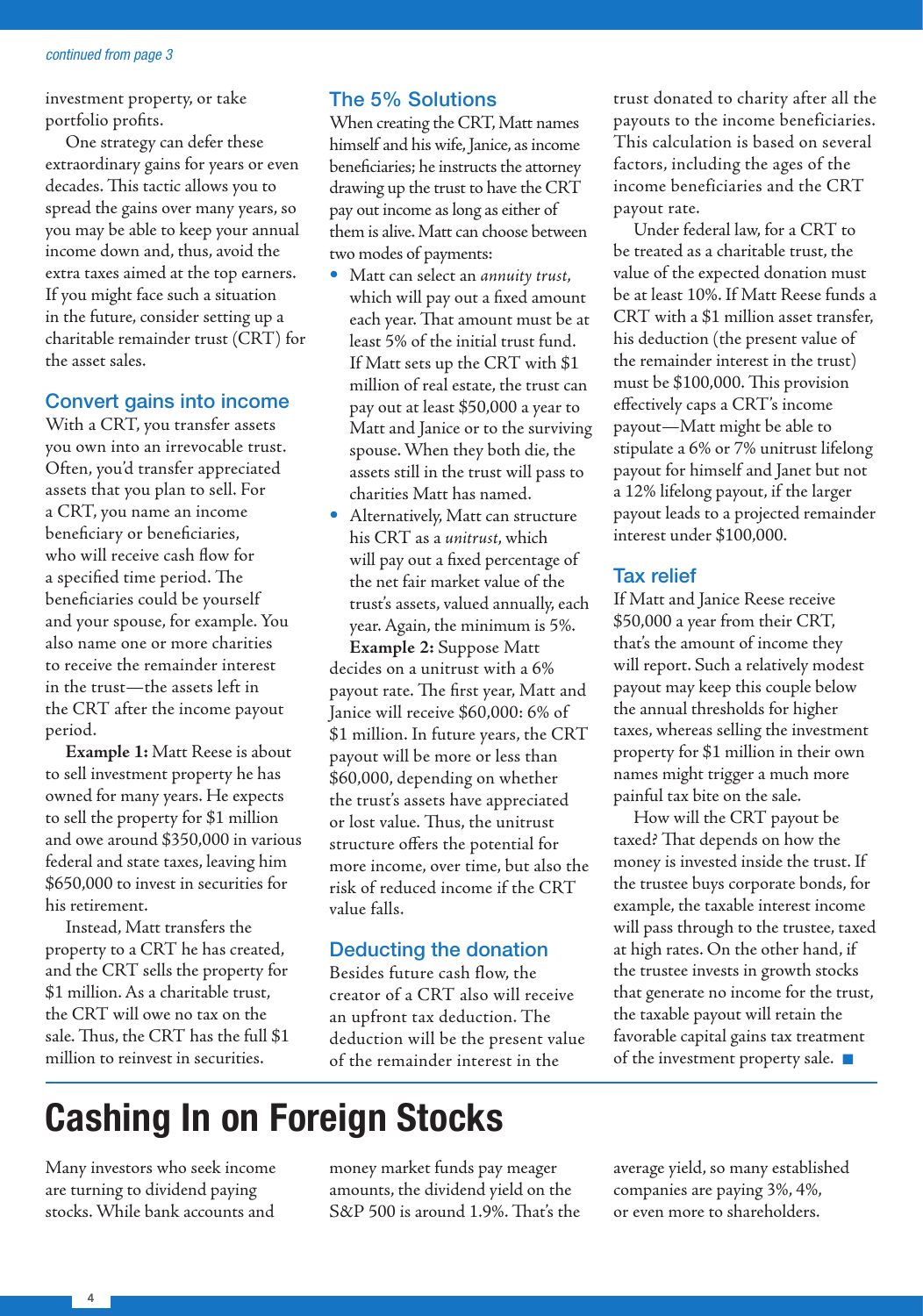*continued from page 3*

investment property, or take portfolio profits.

One strategy can defer these extraordinary gains for years or even decades. This tactic allows you to spread the gains over many years, so you may be able to keep your annual income down and, thus, avoid the extra taxes aimed at the top earners. If you might face such a situation in the future, consider setting up a charitable remainder trust (CRT) for the asset sales.

### Convert gains into income

With a CRT, you transfer assets you own into an irrevocable trust. Often, you'd transfer appreciated assets that you plan to sell. For a CRT, you name an income beneficiary or beneficiaries, who will receive cash flow for a specified time period. The beneficiaries could be yourself and your spouse, for example. You also name one or more charities to receive the remainder interest in the trust—the assets left in the CRT after the income payout period.

**Example 1:** Matt Reese is about to sell investment property he has owned for many years. He expects to sell the property for $1 million and owe around $350,000 in various federal and state taxes, leaving him $650,000 to invest in securities for his retirement.

Instead, Matt transfers the property to a CRT he has created, and the CRT sells the property for $1 million. As a charitable trust, the CRT will owe no tax on the sale. Thus, the CRT has the full $1 million to reinvest in securities.

### The 5% Solutions

When creating the CRT, Matt names himself and his wife, Janice, as income beneficiaries; he instructs the attorney drawing up the trust to have the CRT pay out income as long as either of them is alive. Matt can choose between two modes of payments:

- Matt can select an *annuity trust*, which will pay out a fixed amount each year. That amount must be at least 5% of the initial trust fund. If Matt sets up the CRT with $1 million of real estate, the trust can pay out at least $50,000 a year to Matt and Janice or to the surviving spouse. When they both die, the assets still in the trust will pass to charities Matt has named.
- Alternatively, Matt can structure his CRT as a *unitrust*, which will pay out a fixed percentage of the net fair market value of the trust's assets, valued annually, each year. Again, the minimum is 5%.

**Example 2:** Suppose Matt decides on a unitrust with a 6% payout rate. The first year, Matt and Janice will receive $60,000: 6% of $1 million. In future years, the CRT payout will be more or less than $60,000, depending on whether the trust's assets have appreciated or lost value. Thus, the unitrust structure offers the potential for more income, over time, but also the risk of reduced income if the CRT value falls.

### Deducting the donation

Besides future cash flow, the creator of a CRT also will receive an upfront tax deduction. The deduction will be the present value of the remainder interest in the trust donated to charity after all the payouts to the income beneficiaries. This calculation is based on several factors, including the ages of the income beneficiaries and the CRT payout rate.

Under federal law, for a CRT to be treated as a charitable trust, the value of the expected donation must be at least 10%. If Matt Reese funds a CRT with a $1 million asset transfer, his deduction (the present value of the remainder interest in the trust) must be $100,000. This provision effectively caps a CRT's income payout—Matt might be able to stipulate a 6% or 7% unitrust lifelong payout for himself and Janet but not a 12% lifelong payout, if the larger payout leads to a projected remainder interest under $100,000.

### Tax relief

If Matt and Janice Reese receive $50,000 a year from their CRT, that's the amount of income they will report. Such a relatively modest payout may keep this couple below the annual thresholds for higher taxes, whereas selling the investment property for $1 million in their own names might trigger a much more painful tax bite on the sale.

How will the CRT payout be taxed? That depends on how the money is invested inside the trust. If the trustee buys corporate bonds, for example, the taxable interest income will pass through to the trustee, taxed at high rates. On the other hand, if the trustee invests in growth stocks that generate no income for the trust, the taxable payout will retain the favorable capital gains tax treatment of the investment property sale. ■

# Cashing In on Foreign Stocks

Many investors who seek income are turning to dividend paying stocks. While bank accounts and money market funds pay meager amounts, the dividend yield on the S&P 500 is around 1.9%. That's the average yield, so many established companies are paying 3%, 4%, or even more to shareholders.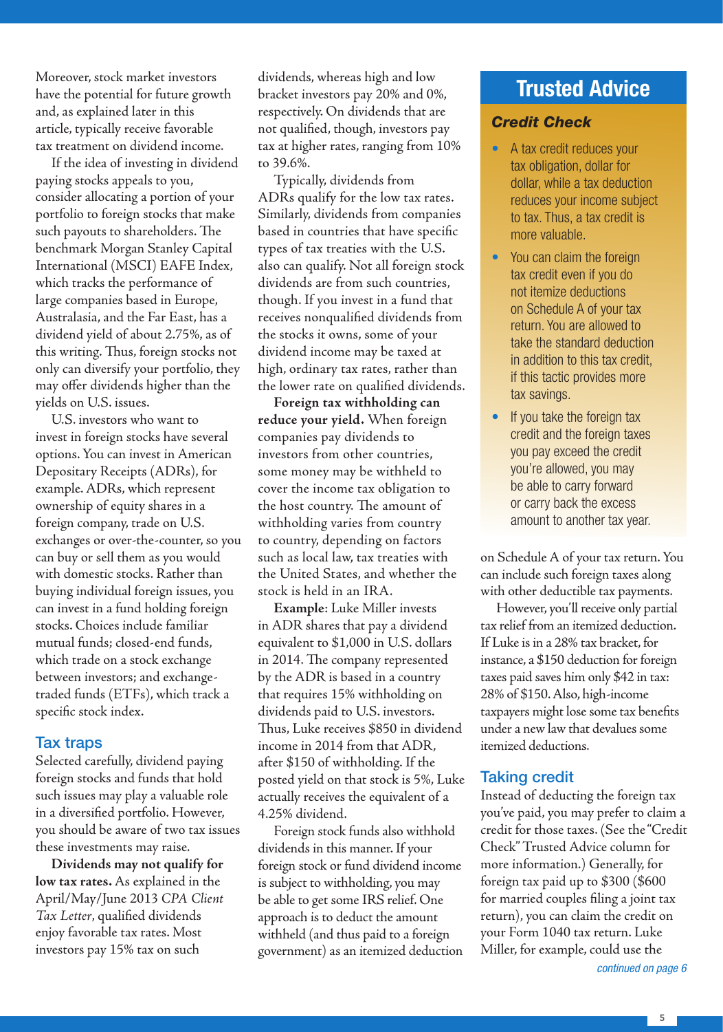Moreover, stock market investors have the potential for future growth and, as explained later in this article, typically receive favorable tax treatment on dividend income.

If the idea of investing in dividend paying stocks appeals to you, consider allocating a portion of your portfolio to foreign stocks that make such payouts to shareholders. The benchmark Morgan Stanley Capital International (MSCI) EAFE Index, which tracks the performance of large companies based in Europe, Australasia, and the Far East, has a dividend yield of about 2.75%, as of this writing. Thus, foreign stocks not only can diversify your portfolio, they may offer dividends higher than the yields on U.S. issues.

U.S. investors who want to invest in foreign stocks have several options. You can invest in American Depositary Receipts (ADRs), for example. ADRs, which represent ownership of equity shares in a foreign company, trade on U.S. exchanges or over-the-counter, so you can buy or sell them as you would with domestic stocks. Rather than buying individual foreign issues, you can invest in a fund holding foreign stocks. Choices include familiar mutual funds; closed-end funds, which trade on a stock exchange between investors; and exchange-traded funds (ETFs), which track a specific stock index.

## Tax traps

Selected carefully, dividend paying foreign stocks and funds that hold such issues may play a valuable role in a diversified portfolio. However, you should be aware of two tax issues these investments may raise.

**Dividends may not qualify for low tax rates.** As explained in the April/May/June 2013 *CPA Client Tax Letter*, qualified dividends enjoy favorable tax rates. Most investors pay 15% tax on such dividends, whereas high and low bracket investors pay 20% and 0%, respectively. On dividends that are not qualified, though, investors pay tax at higher rates, ranging from 10% to 39.6%.

Typically, dividends from ADRs qualify for the low tax rates. Similarly, dividends from companies based in countries that have specific types of tax treaties with the U.S. also can qualify. Not all foreign stock dividends are from such countries, though. If you invest in a fund that receives nonqualified dividends from the stocks it owns, some of your dividend income may be taxed at high, ordinary tax rates, rather than the lower rate on qualified dividends.

**Foreign tax withholding can reduce your yield.** When foreign companies pay dividends to investors from other countries, some money may be withheld to cover the income tax obligation to the host country. The amount of withholding varies from country to country, depending on factors such as local law, tax treaties with the United States, and whether the stock is held in an IRA.

**Example**: Luke Miller invests in ADR shares that pay a dividend equivalent to $1,000 in U.S. dollars in 2014. The company represented by the ADR is based in a country that requires 15% withholding on dividends paid to U.S. investors. Thus, Luke receives $850 in dividend income in 2014 from that ADR, after $150 of withholding. If the posted yield on that stock is 5%, Luke actually receives the equivalent of a 4.25% dividend.

Foreign stock funds also withhold dividends in this manner. If your foreign stock or fund dividend income is subject to withholding, you may be able to get some IRS relief. One approach is to deduct the amount withheld (and thus paid to a foreign government) as an itemized deduction on Schedule A of your tax return. You can include such foreign taxes along with other deductible tax payments.

However, you'll receive only partial tax relief from an itemized deduction. If Luke is in a 28% tax bracket, for instance, a $150 deduction for foreign taxes paid saves him only $42 in tax: 28% of $150. Also, high-income taxpayers might lose some tax benefits under a new law that devalues some itemized deductions.

## Taking credit

Instead of deducting the foreign tax you've paid, you may prefer to claim a credit for those taxes. (See the "Credit Check" Trusted Advice column for more information.) Generally, for foreign tax paid up to $300 ($600 for married couples filing a joint tax return), you can claim the credit on your Form 1040 tax return. Luke Miller, for example, could use the

*continued on page 6*

## Trusted Advice

### *Credit Check*

- A tax credit reduces your tax obligation, dollar for dollar, while a tax deduction reduces your income subject to tax. Thus, a tax credit is more valuable.
- You can claim the foreign tax credit even if you do not itemize deductions on Schedule A of your tax return. You are allowed to take the standard deduction in addition to this tax credit, if this tactic provides more tax savings.
- If you take the foreign tax credit and the foreign taxes you pay exceed the credit you're allowed, you may be able to carry forward or carry back the excess amount to another tax year.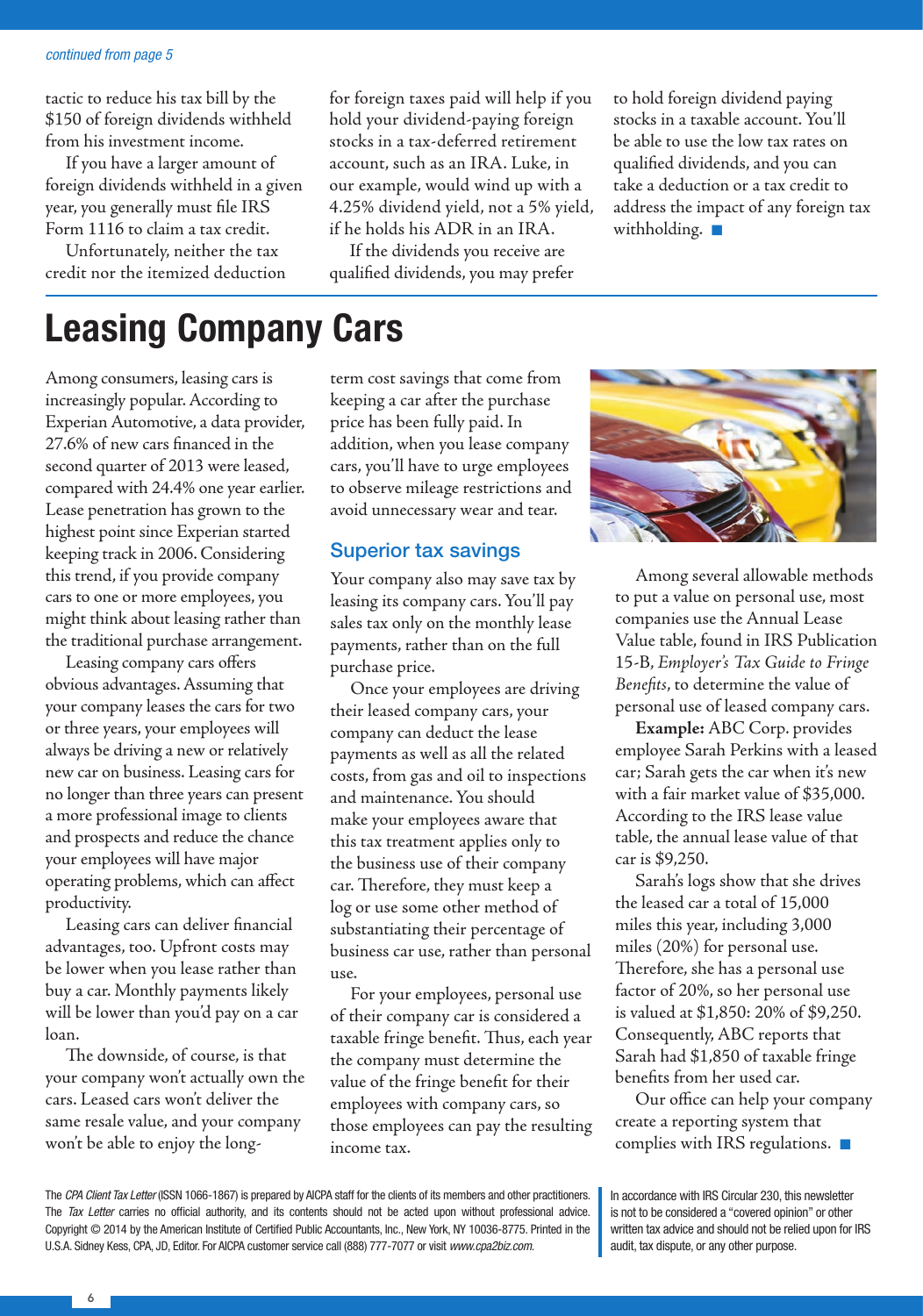*continued from page 5*

tactic to reduce his tax bill by the $150 of foreign dividends withheld from his investment income.

If you have a larger amount of foreign dividends withheld in a given year, you generally must file IRS Form 1116 to claim a tax credit.

Unfortunately, neither the tax credit nor the itemized deduction for foreign taxes paid will help if you hold your dividend-paying foreign stocks in a tax-deferred retirement account, such as an IRA. Luke, in our example, would wind up with a 4.25% dividend yield, not a 5% yield, if he holds his ADR in an IRA.

If the dividends you receive are qualified dividends, you may prefer to hold foreign dividend paying stocks in a taxable account. You'll be able to use the low tax rates on qualified dividends, and you can take a deduction or a tax credit to address the impact of any foreign tax withholding. ■

# Leasing Company Cars

Among consumers, leasing cars is increasingly popular. According to Experian Automotive, a data provider, 27.6% of new cars financed in the second quarter of 2013 were leased, compared with 24.4% one year earlier. Lease penetration has grown to the highest point since Experian started keeping track in 2006. Considering this trend, if you provide company cars to one or more employees, you might think about leasing rather than the traditional purchase arrangement.

Leasing company cars offers obvious advantages. Assuming that your company leases the cars for two or three years, your employees will always be driving a new or relatively new car on business. Leasing cars for no longer than three years can present a more professional image to clients and prospects and reduce the chance your employees will have major operating problems, which can affect productivity.

Leasing cars can deliver financial advantages, too. Upfront costs may be lower when you lease rather than buy a car. Monthly payments likely will be lower than you'd pay on a car loan.

The downside, of course, is that your company won't actually own the cars. Leased cars won't deliver the same resale value, and your company won't be able to enjoy the long-term cost savings that come from keeping a car after the purchase price has been fully paid. In addition, when you lease company cars, you'll have to urge employees to observe mileage restrictions and avoid unnecessary wear and tear.

## Superior tax savings

Your company also may save tax by leasing its company cars. You'll pay sales tax only on the monthly lease payments, rather than on the full purchase price.

Once your employees are driving their leased company cars, your company can deduct the lease payments as well as all the related costs, from gas and oil to inspections and maintenance. You should make your employees aware that this tax treatment applies only to the business use of their company car. Therefore, they must keep a log or use some other method of substantiating their percentage of business car use, rather than personal use.

For your employees, personal use of their company car is considered a taxable fringe benefit. Thus, each year the company must determine the value of the fringe benefit for their employees with company cars, so those employees can pay the resulting income tax.

Among several allowable methods to put a value on personal use, most companies use the Annual Lease Value table, found in IRS Publication 15-B, *Employer's Tax Guide to Fringe Benefits*, to determine the value of personal use of leased company cars.

**Example:** ABC Corp. provides employee Sarah Perkins with a leased car; Sarah gets the car when it's new with a fair market value of $35,000. According to the IRS lease value table, the annual lease value of that car is $9,250.

Sarah's logs show that she drives the leased car a total of 15,000 miles this year, including 3,000 miles (20%) for personal use. Therefore, she has a personal use factor of 20%, so her personal use is valued at $1,850: 20% of $9,250. Consequently, ABC reports that Sarah had $1,850 of taxable fringe benefits from her used car.

Our office can help your company create a reporting system that complies with IRS regulations. ■

The *CPA Client Tax Letter* (ISSN 1066-1867) is prepared by AICPA staff for the clients of its members and other practitioners. The *Tax Letter* carries no official authority, and its contents should not be acted upon without professional advice. Copyright © 2014 by the American Institute of Certified Public Accountants, Inc., New York, NY 10036-8775. Printed in the U.S.A. Sidney Kess, CPA, JD, Editor. For AICPA customer service call (888) 777-7077 or visit *www.cpa2biz.com*.

In accordance with IRS Circular 230, this newsletter is not to be considered a "covered opinion" or other written tax advice and should not be relied upon for IRS audit, tax dispute, or any other purpose.